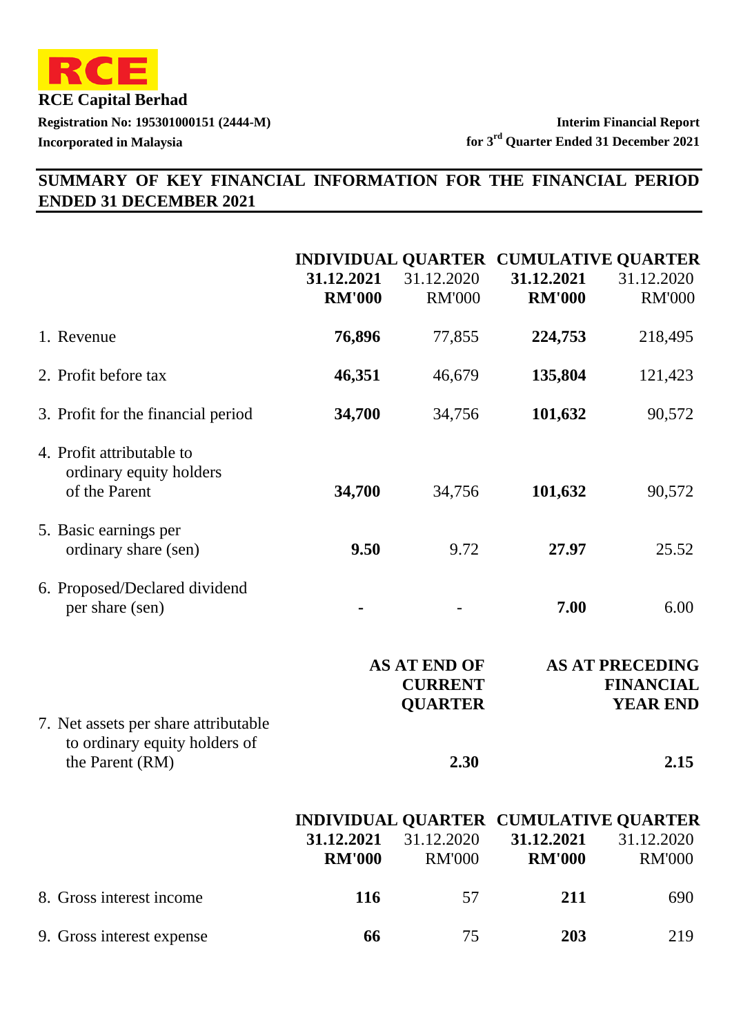**RCE**

**RCE Capital Berhad**

**Registration No: 195301000151 (2444-M)**

**Incorporated in Malaysia**

**Interim Financial Report**

**for 3rd Quarter Ended 31 December 2021**

## SUMMARY OF KEY FINANCIAL INFORMATION FOR THE FINANCIAL PERIOD ENDED 31 DECEMBER 2021

| | INDIVIDUAL QUARTER | | CUMULATIVE QUARTER | |
|---|---|---|---|---|
| | **31.12.2021** | 31.12.2020 | **31.12.2021** | 31.12.2020 |
| | **RM'000** | RM'000 | **RM'000** | RM'000 |
| 1. Revenue | **76,896** | 77,855 | **224,753** | 218,495 |
| 2. Profit before tax | **46,351** | 46,679 | **135,804** | 121,423 |
| 3. Profit for the financial period | **34,700** | 34,756 | **101,632** | 90,572 |
| 4. Profit attributable to ordinary equity holders of the Parent | **34,700** | 34,756 | **101,632** | 90,572 |
| 5. Basic earnings per ordinary share (sen) | **9.50** | 9.72 | **27.97** | 25.52 |
| 6. Proposed/Declared dividend per share (sen) | **-** | - | **7.00** | 6.00 |

| | AS AT END OF CURRENT QUARTER | AS AT PRECEDING FINANCIAL YEAR END |
|---|---|---|
| 7. Net assets per share attributable to ordinary equity holders of the Parent (RM) | **2.30** | **2.15** |

| | INDIVIDUAL QUARTER | | CUMULATIVE QUARTER | |
|---|---|---|---|---|
| | **31.12.2021** | 31.12.2020 | **31.12.2021** | 31.12.2020 |
| | **RM'000** | RM'000 | **RM'000** | RM'000 |
| 8. Gross interest income | **116** | 57 | **211** | 690 |
| 9. Gross interest expense | **66** | 75 | **203** | 219 |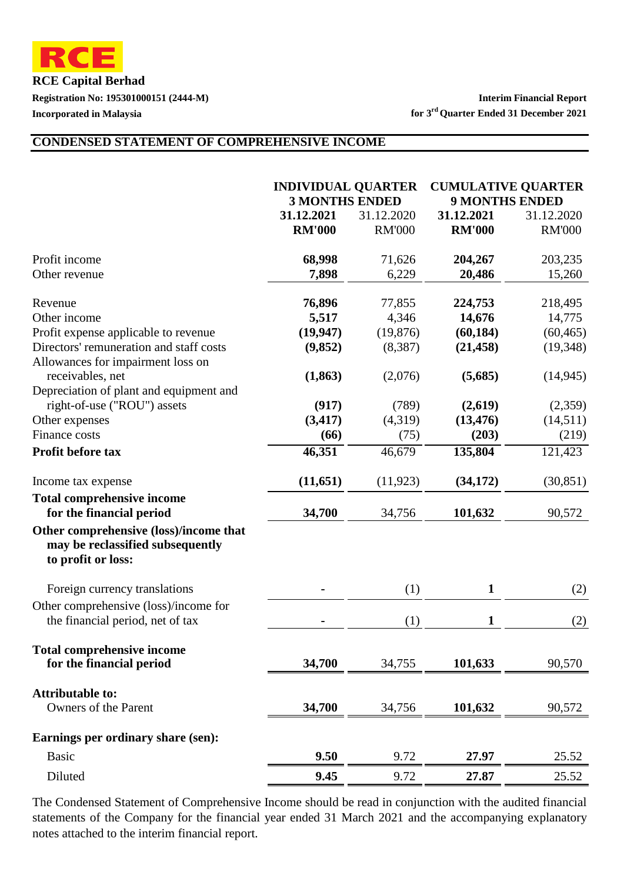**RCE**

**RCE Capital Berhad**

**Registration No: 195301000151 (2444-M)**

**Incorporated in Malaysia**

**Interim Financial Report**
**for 3rd Quarter Ended 31 December 2021**

## CONDENSED STATEMENT OF COMPREHENSIVE INCOME

| | **INDIVIDUAL QUARTER 3 MONTHS ENDED** | | **CUMULATIVE QUARTER 9 MONTHS ENDED** | |
|---|---|---|---|---|
| | **31.12.2021** | 31.12.2020 | **31.12.2021** | 31.12.2020 |
| | **RM'000** | RM'000 | **RM'000** | RM'000 |
| Profit income | **68,998** | 71,626 | **204,267** | 203,235 |
| Other revenue | **7,898** | 6,229 | **20,486** | 15,260 |
| Revenue | **76,896** | 77,855 | **224,753** | 218,495 |
| Other income | **5,517** | 4,346 | **14,676** | 14,775 |
| Profit expense applicable to revenue | **(19,947)** | (19,876) | **(60,184)** | (60,465) |
| Directors' remuneration and staff costs | **(9,852)** | (8,387) | **(21,458)** | (19,348) |
| Allowances for impairment loss on receivables, net | **(1,863)** | (2,076) | **(5,685)** | (14,945) |
| Depreciation of plant and equipment and right-of-use ("ROU") assets | **(917)** | (789) | **(2,619)** | (2,359) |
| Other expenses | **(3,417)** | (4,319) | **(13,476)** | (14,511) |
| Finance costs | **(66)** | (75) | **(203)** | (219) |
| **Profit before tax** | **46,351** | 46,679 | **135,804** | 121,423 |
| Income tax expense | **(11,651)** | (11,923) | **(34,172)** | (30,851) |
| **Total comprehensive income for the financial period** | **34,700** | 34,756 | **101,632** | 90,572 |
| **Other comprehensive (loss)/income that may be reclassified subsequently to profit or loss:** | | | | |
| Foreign currency translations | **-** | (1) | **1** | (2) |
| Other comprehensive (loss)/income for the financial period, net of tax | **-** | (1) | **1** | (2) |
| **Total comprehensive income for the financial period** | **34,700** | 34,755 | **101,633** | 90,570 |
| **Attributable to:** | | | | |
| Owners of the Parent | **34,700** | 34,756 | **101,632** | 90,572 |
| **Earnings per ordinary share (sen):** | | | | |
| Basic | **9.50** | 9.72 | **27.97** | 25.52 |
| Diluted | **9.45** | 9.72 | **27.87** | 25.52 |

The Condensed Statement of Comprehensive Income should be read in conjunction with the audited financial statements of the Company for the financial year ended 31 March 2021 and the accompanying explanatory notes attached to the interim financial report.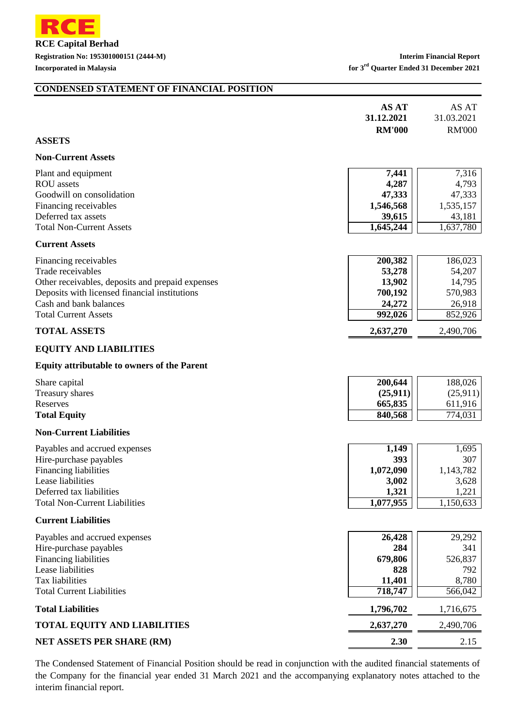RCE

**RCE Capital Berhad**

**Registration No: 195301000151 (2444-M)**

**Incorporated in Malaysia**

**Interim Financial Report for 3rd Quarter Ended 31 December 2021**

## CONDENSED STATEMENT OF FINANCIAL POSITION

| | **AS AT 31.12.2021 RM'000** | AS AT 31.03.2021 RM'000 |
|---|---|---|
| **ASSETS** | | |
| **Non-Current Assets** | | |
| Plant and equipment | **7,441** | 7,316 |
| ROU assets | **4,287** | 4,793 |
| Goodwill on consolidation | **47,333** | 47,333 |
| Financing receivables | **1,546,568** | 1,535,157 |
| Deferred tax assets | **39,615** | 43,181 |
| Total Non-Current Assets | **1,645,244** | 1,637,780 |
| **Current Assets** | | |
| Financing receivables | **200,382** | 186,023 |
| Trade receivables | **53,278** | 54,207 |
| Other receivables, deposits and prepaid expenses | **13,902** | 14,795 |
| Deposits with licensed financial institutions | **700,192** | 570,983 |
| Cash and bank balances | **24,272** | 26,918 |
| Total Current Assets | **992,026** | 852,926 |
| **TOTAL ASSETS** | **2,637,270** | 2,490,706 |
| **EQUITY AND LIABILITIES** | | |
| **Equity attributable to owners of the Parent** | | |
| Share capital | **200,644** | 188,026 |
| Treasury shares | **(25,911)** | (25,911) |
| Reserves | **665,835** | 611,916 |
| **Total Equity** | **840,568** | 774,031 |
| **Non-Current Liabilities** | | |
| Payables and accrued expenses | **1,149** | 1,695 |
| Hire-purchase payables | **393** | 307 |
| Financing liabilities | **1,072,090** | 1,143,782 |
| Lease liabilities | **3,002** | 3,628 |
| Deferred tax liabilities | **1,321** | 1,221 |
| Total Non-Current Liabilities | **1,077,955** | 1,150,633 |
| **Current Liabilities** | | |
| Payables and accrued expenses | **26,428** | 29,292 |
| Hire-purchase payables | **284** | 341 |
| Financing liabilities | **679,806** | 526,837 |
| Lease liabilities | **828** | 792 |
| Tax liabilities | **11,401** | 8,780 |
| Total Current Liabilities | **718,747** | 566,042 |
| **Total Liabilities** | **1,796,702** | 1,716,675 |
| **TOTAL EQUITY AND LIABILITIES** | **2,637,270** | 2,490,706 |
| **NET ASSETS PER SHARE (RM)** | **2.30** | 2.15 |

The Condensed Statement of Financial Position should be read in conjunction with the audited financial statements of the Company for the financial year ended 31 March 2021 and the accompanying explanatory notes attached to the interim financial report.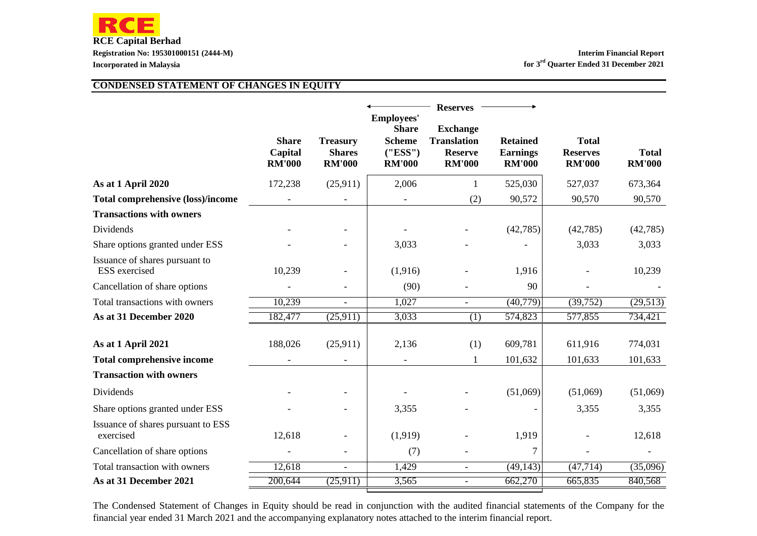RCE

**RCE Capital Berhad**
**Registration No: 195301000151 (2444-M)**
**Incorporated in Malaysia**

**Interim Financial Report**
**for 3rd Quarter Ended 31 December 2021**

## CONDENSED STATEMENT OF CHANGES IN EQUITY

| | Share Capital RM'000 | Treasury Shares RM'000 | Reserves | | | Total Reserves RM'000 | Total RM'000 |
|---|---|---|---|---|---|---|---|
| | | | Employees' Share Scheme ("ESS") RM'000 | Exchange Translation Reserve RM'000 | Retained Earnings RM'000 | | |
| **As at 1 April 2020** | 172,238 | (25,911) | 2,006 | 1 | 525,030 | 527,037 | 673,364 |
| **Total comprehensive (loss)/income** | - | - | - | (2) | 90,572 | 90,570 | 90,570 |
| **Transactions with owners** | | | | | | | |
| Dividends | - | - | - | - | (42,785) | (42,785) | (42,785) |
| Share options granted under ESS | - | - | 3,033 | - | - | 3,033 | 3,033 |
| Issuance of shares pursuant to ESS exercised | 10,239 | - | (1,916) | - | 1,916 | - | 10,239 |
| Cancellation of share options | - | - | (90) | - | 90 | - | - |
| Total transactions with owners | 10,239 | - | 1,027 | - | (40,779) | (39,752) | (29,513) |
| **As at 31 December 2020** | 182,477 | (25,911) | 3,033 | (1) | 574,823 | 577,855 | 734,421 |
| | | | | | | | |
| **As at 1 April 2021** | 188,026 | (25,911) | 2,136 | (1) | 609,781 | 611,916 | 774,031 |
| **Total comprehensive income** | - | - | - | 1 | 101,632 | 101,633 | 101,633 |
| **Transaction with owners** | | | | | | | |
| Dividends | - | - | - | - | (51,069) | (51,069) | (51,069) |
| Share options granted under ESS | - | - | 3,355 | - | - | 3,355 | 3,355 |
| Issuance of shares pursuant to ESS exercised | 12,618 | - | (1,919) | - | 1,919 | - | 12,618 |
| Cancellation of share options | - | - | (7) | - | 7 | - | - |
| Total transaction with owners | 12,618 | - | 1,429 | - | (49,143) | (47,714) | (35,096) |
| **As at 31 December 2021** | 200,644 | (25,911) | 3,565 | - | 662,270 | 665,835 | 840,568 |

The Condensed Statement of Changes in Equity should be read in conjunction with the audited financial statements of the Company for the financial year ended 31 March 2021 and the accompanying explanatory notes attached to the interim financial report.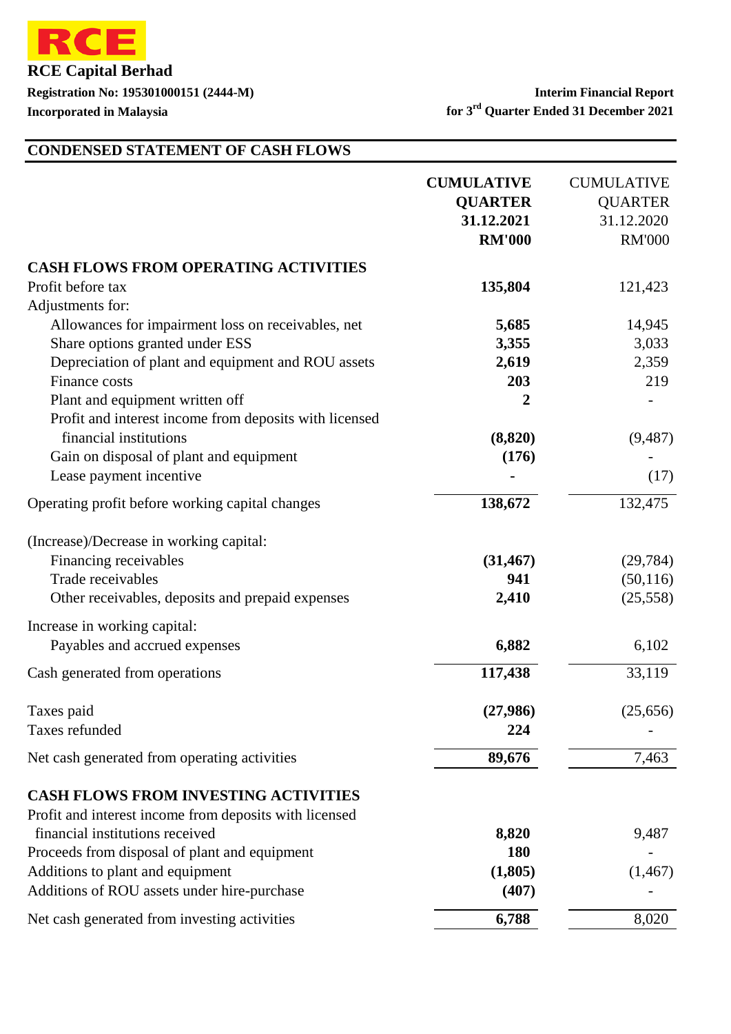RCE

**RCE Capital Berhad**

**Registration No: 195301000151 (2444-M)**

**Incorporated in Malaysia**

**Interim Financial Report for 3rd Quarter Ended 31 December 2021**

## CONDENSED STATEMENT OF CASH FLOWS

| | **CUMULATIVE QUARTER 31.12.2021 RM'000** | CUMULATIVE QUARTER 31.12.2020 RM'000 |
|---|---|---|
| **CASH FLOWS FROM OPERATING ACTIVITIES** | | |
| Profit before tax | **135,804** | 121,423 |
| Adjustments for: | | |
| Allowances for impairment loss on receivables, net | **5,685** | 14,945 |
| Share options granted under ESS | **3,355** | 3,033 |
| Depreciation of plant and equipment and ROU assets | **2,619** | 2,359 |
| Finance costs | **203** | 219 |
| Plant and equipment written off | **2** | - |
| Profit and interest income from deposits with licensed financial institutions | **(8,820)** | (9,487) |
| Gain on disposal of plant and equipment | **(176)** | - |
| Lease payment incentive | **-** | (17) |
| Operating profit before working capital changes | **138,672** | 132,475 |
| (Increase)/Decrease in working capital: | | |
| Financing receivables | **(31,467)** | (29,784) |
| Trade receivables | **941** | (50,116) |
| Other receivables, deposits and prepaid expenses | **2,410** | (25,558) |
| Increase in working capital: | | |
| Payables and accrued expenses | **6,882** | 6,102 |
| Cash generated from operations | **117,438** | 33,119 |
| Taxes paid | **(27,986)** | (25,656) |
| Taxes refunded | **224** | - |
| Net cash generated from operating activities | **89,676** | 7,463 |
| **CASH FLOWS FROM INVESTING ACTIVITIES** | | |
| Profit and interest income from deposits with licensed financial institutions received | **8,820** | 9,487 |
| Proceeds from disposal of plant and equipment | **180** | - |
| Additions to plant and equipment | **(1,805)** | (1,467) |
| Additions of ROU assets under hire-purchase | **(407)** | - |
| Net cash generated from investing activities | **6,788** | 8,020 |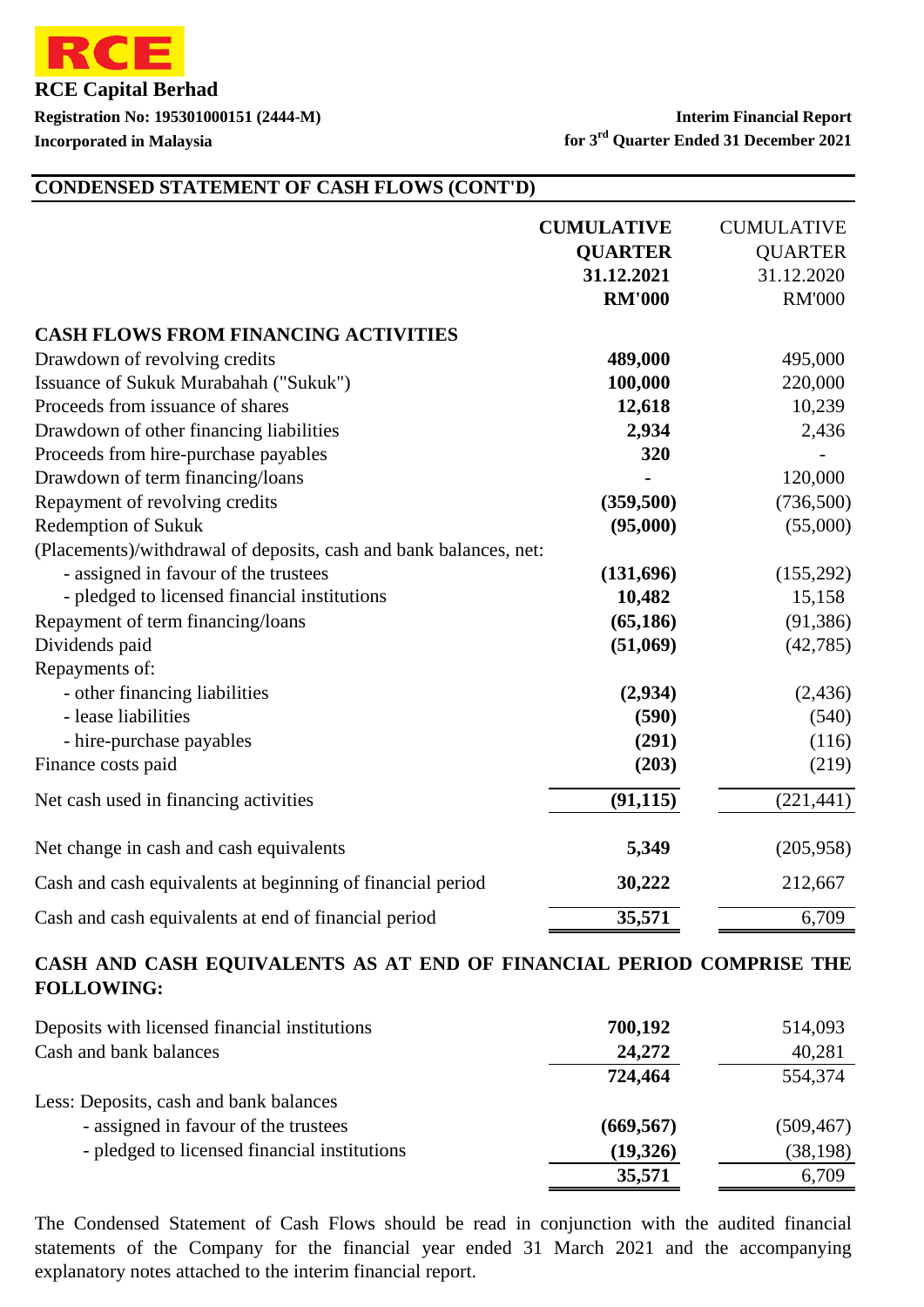**RCE Capital Berhad**

**Registration No: 195301000151 (2444-M)**
**Incorporated in Malaysia**

**Interim Financial Report for 3rd Quarter Ended 31 December 2021**

## CONDENSED STATEMENT OF CASH FLOWS (CONT'D)

| | **CUMULATIVE QUARTER 31.12.2021 RM'000** | CUMULATIVE QUARTER 31.12.2020 RM'000 |
|---|---|---|
| **CASH FLOWS FROM FINANCING ACTIVITIES** | | |
| Drawdown of revolving credits | **489,000** | 495,000 |
| Issuance of Sukuk Murabahah ("Sukuk") | **100,000** | 220,000 |
| Proceeds from issuance of shares | **12,618** | 10,239 |
| Drawdown of other financing liabilities | **2,934** | 2,436 |
| Proceeds from hire-purchase payables | **320** | - |
| Drawdown of term financing/loans | **-** | 120,000 |
| Repayment of revolving credits | **(359,500)** | (736,500) |
| Redemption of Sukuk | **(95,000)** | (55,000) |
| (Placements)/withdrawal of deposits, cash and bank balances, net: | | |
| - assigned in favour of the trustees | **(131,696)** | (155,292) |
| - pledged to licensed financial institutions | **10,482** | 15,158 |
| Repayment of term financing/loans | **(65,186)** | (91,386) |
| Dividends paid | **(51,069)** | (42,785) |
| Repayments of: | | |
| - other financing liabilities | **(2,934)** | (2,436) |
| - lease liabilities | **(590)** | (540) |
| - hire-purchase payables | **(291)** | (116) |
| Finance costs paid | **(203)** | (219) |
| Net cash used in financing activities | **(91,115)** | (221,441) |
| Net change in cash and cash equivalents | **5,349** | (205,958) |
| Cash and cash equivalents at beginning of financial period | **30,222** | 212,667 |
| Cash and cash equivalents at end of financial period | **35,571** | 6,709 |

## CASH AND CASH EQUIVALENTS AS AT END OF FINANCIAL PERIOD COMPRISE THE FOLLOWING:

| | **31.12.2021 RM'000** | 31.12.2020 RM'000 |
|---|---|---|
| Deposits with licensed financial institutions | **700,192** | 514,093 |
| Cash and bank balances | **24,272** | 40,281 |
| | **724,464** | 554,374 |
| Less: Deposits, cash and bank balances | | |
| - assigned in favour of the trustees | **(669,567)** | (509,467) |
| - pledged to licensed financial institutions | **(19,326)** | (38,198) |
| | **35,571** | 6,709 |

The Condensed Statement of Cash Flows should be read in conjunction with the audited financial statements of the Company for the financial year ended 31 March 2021 and the accompanying explanatory notes attached to the interim financial report.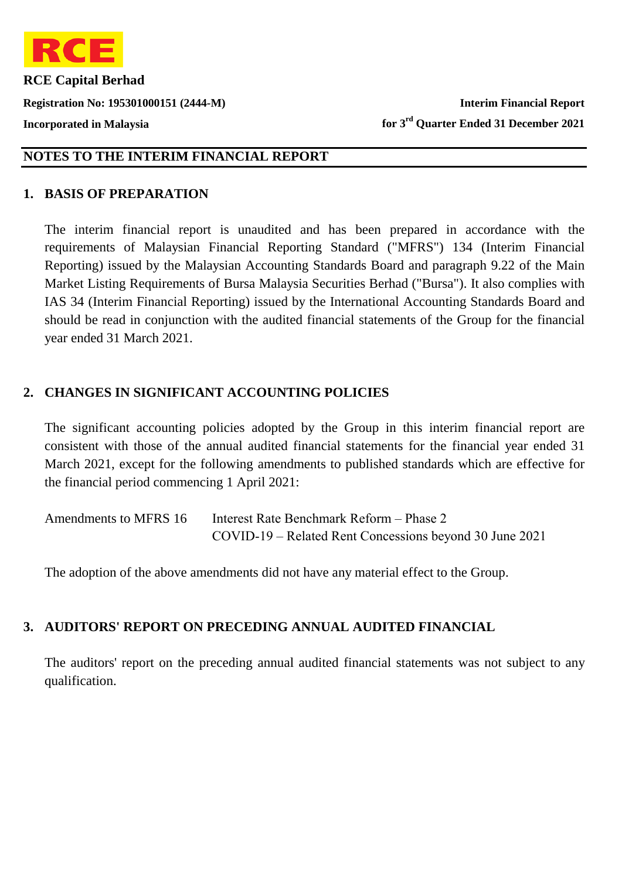**RCE Capital Berhad**

**Registration No: 195301000151 (2444-M)**

**Incorporated in Malaysia**

**Interim Financial Report**

**for 3rd Quarter Ended 31 December 2021**

## NOTES TO THE INTERIM FINANCIAL REPORT

### 1. BASIS OF PREPARATION

The interim financial report is unaudited and has been prepared in accordance with the requirements of Malaysian Financial Reporting Standard ("MFRS") 134 (Interim Financial Reporting) issued by the Malaysian Accounting Standards Board and paragraph 9.22 of the Main Market Listing Requirements of Bursa Malaysia Securities Berhad ("Bursa"). It also complies with IAS 34 (Interim Financial Reporting) issued by the International Accounting Standards Board and should be read in conjunction with the audited financial statements of the Group for the financial year ended 31 March 2021.

### 2. CHANGES IN SIGNIFICANT ACCOUNTING POLICIES

The significant accounting policies adopted by the Group in this interim financial report are consistent with those of the annual audited financial statements for the financial year ended 31 March 2021, except for the following amendments to published standards which are effective for the financial period commencing 1 April 2021:

| | |
|---|---|
| Amendments to MFRS 16 | Interest Rate Benchmark Reform – Phase 2 |
| | COVID-19 – Related Rent Concessions beyond 30 June 2021 |

The adoption of the above amendments did not have any material effect to the Group.

### 3. AUDITORS' REPORT ON PRECEDING ANNUAL AUDITED FINANCIAL

The auditors' report on the preceding annual audited financial statements was not subject to any qualification.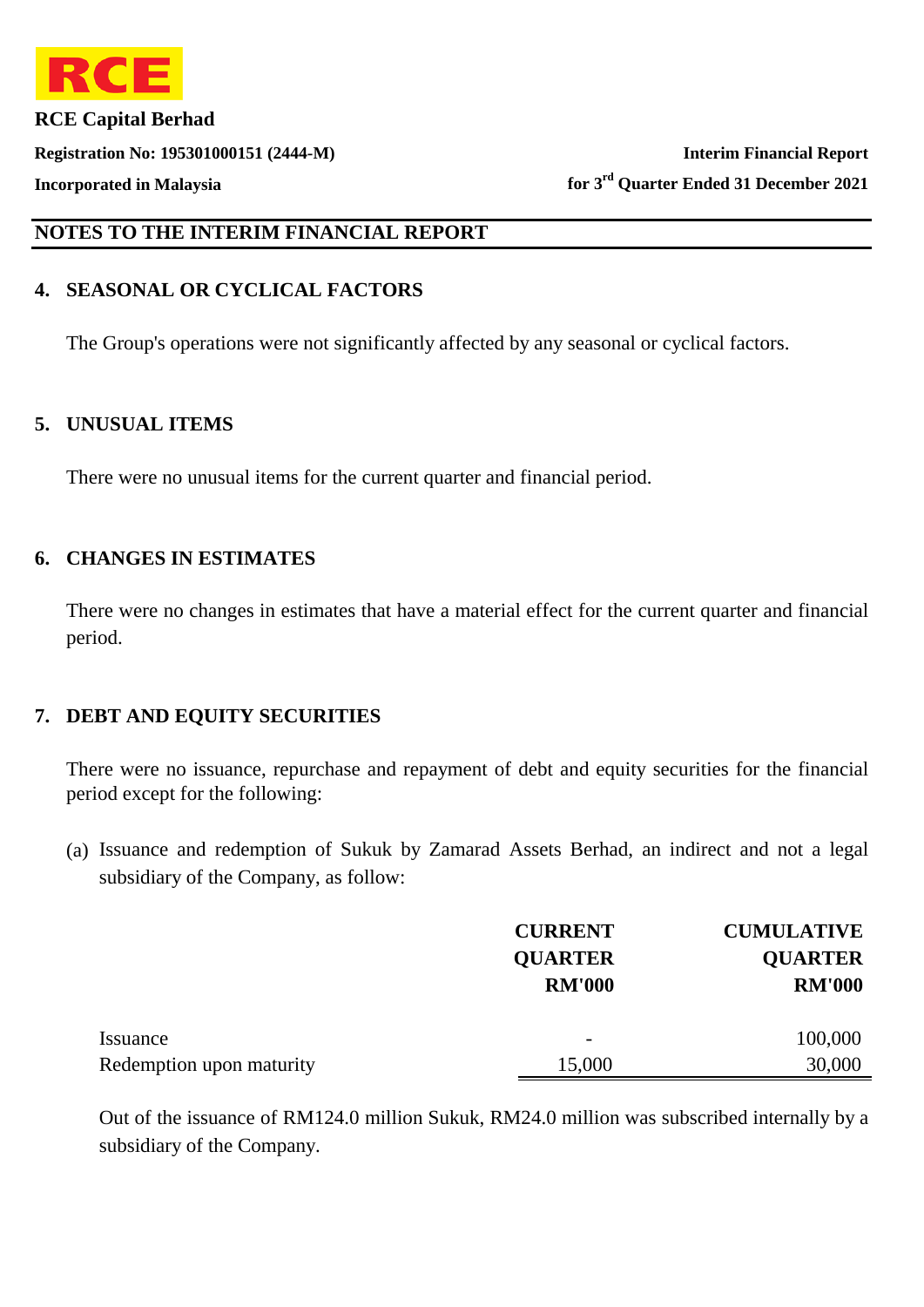## NOTES TO THE INTERIM FINANCIAL REPORT

### 4. SEASONAL OR CYCLICAL FACTORS

The Group's operations were not significantly affected by any seasonal or cyclical factors.

### 5. UNUSUAL ITEMS

There were no unusual items for the current quarter and financial period.

### 6. CHANGES IN ESTIMATES

There were no changes in estimates that have a material effect for the current quarter and financial period.

### 7. DEBT AND EQUITY SECURITIES

There were no issuance, repurchase and repayment of debt and equity securities for the financial period except for the following:

(a) Issuance and redemption of Sukuk by Zamarad Assets Berhad, an indirect and not a legal subsidiary of the Company, as follow:

| | CURRENT QUARTER RM'000 | CUMULATIVE QUARTER RM'000 |
|---|---|---|
| Issuance | - | 100,000 |
| Redemption upon maturity | 15,000 | 30,000 |

Out of the issuance of RM124.0 million Sukuk, RM24.0 million was subscribed internally by a subsidiary of the Company.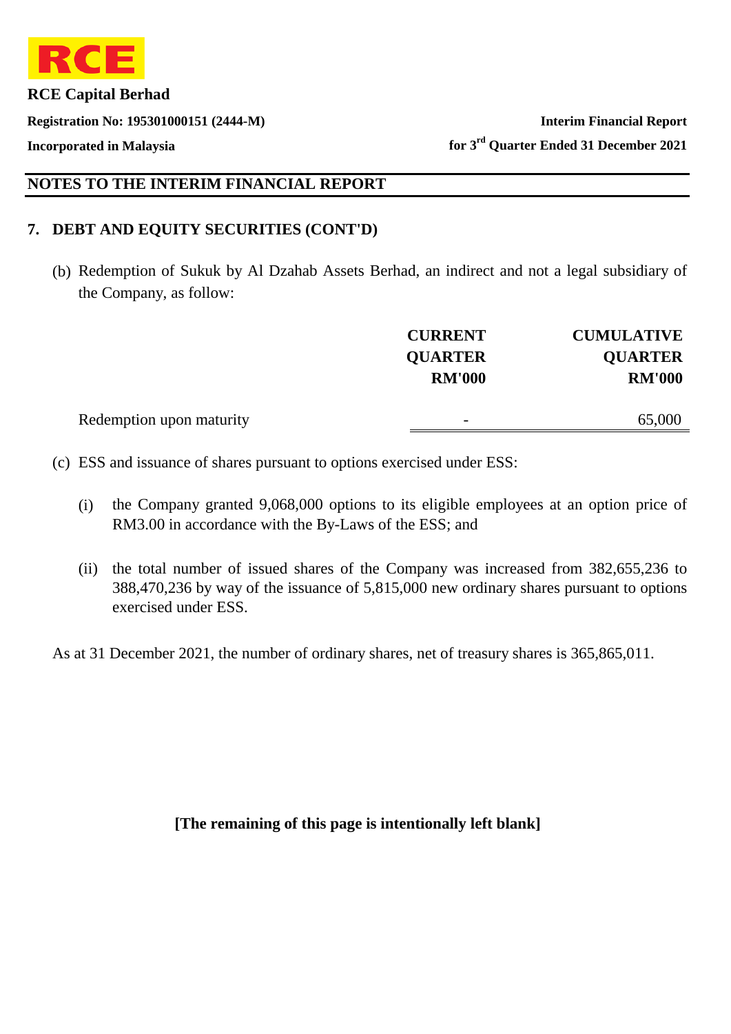## NOTES TO THE INTERIM FINANCIAL REPORT

### 7. DEBT AND EQUITY SECURITIES (CONT'D)

(b) Redemption of Sukuk by Al Dzahab Assets Berhad, an indirect and not a legal subsidiary of the Company, as follow:

| | CURRENT QUARTER RM'000 | CUMULATIVE QUARTER RM'000 |
|---|---|---|
| Redemption upon maturity | - | 65,000 |

(c) ESS and issuance of shares pursuant to options exercised under ESS:

(i) the Company granted 9,068,000 options to its eligible employees at an option price of RM3.00 in accordance with the By-Laws of the ESS; and

(ii) the total number of issued shares of the Company was increased from 382,655,236 to 388,470,236 by way of the issuance of 5,815,000 new ordinary shares pursuant to options exercised under ESS.

As at 31 December 2021, the number of ordinary shares, net of treasury shares is 365,865,011.

**[The remaining of this page is intentionally left blank]**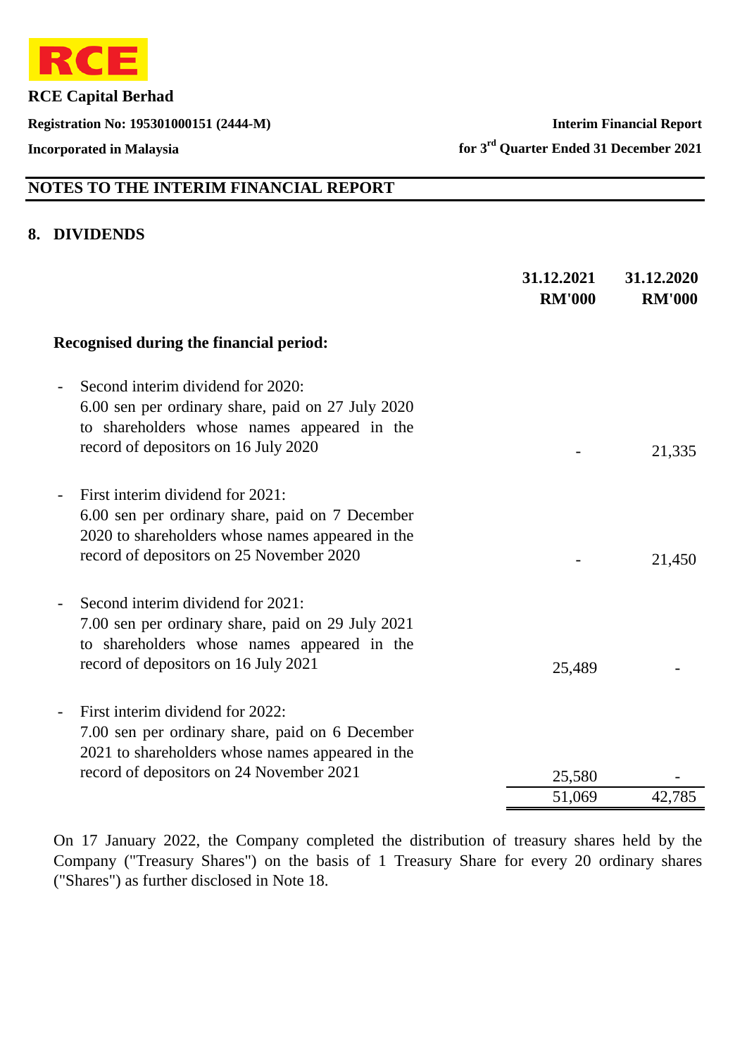**RCE Capital Berhad**

**Registration No: 195301000151 (2444-M)**

**Incorporated in Malaysia**

**Interim Financial Report**

**for 3rd Quarter Ended 31 December 2021**

## NOTES TO THE INTERIM FINANCIAL REPORT

### 8. DIVIDENDS

| | 31.12.2021 RM'000 | 31.12.2020 RM'000 |
|---|---|---|
| **Recognised during the financial period:** | | |
| - Second interim dividend for 2020: 6.00 sen per ordinary share, paid on 27 July 2020 to shareholders whose names appeared in the record of depositors on 16 July 2020 | - | 21,335 |
| - First interim dividend for 2021: 6.00 sen per ordinary share, paid on 7 December 2020 to shareholders whose names appeared in the record of depositors on 25 November 2020 | - | 21,450 |
| - Second interim dividend for 2021: 7.00 sen per ordinary share, paid on 29 July 2021 to shareholders whose names appeared in the record of depositors on 16 July 2021 | 25,489 | - |
| - First interim dividend for 2022: 7.00 sen per ordinary share, paid on 6 December 2021 to shareholders whose names appeared in the record of depositors on 24 November 2021 | 25,580 | - |
| | 51,069 | 42,785 |

On 17 January 2022, the Company completed the distribution of treasury shares held by the Company ("Treasury Shares") on the basis of 1 Treasury Share for every 20 ordinary shares ("Shares") as further disclosed in Note 18.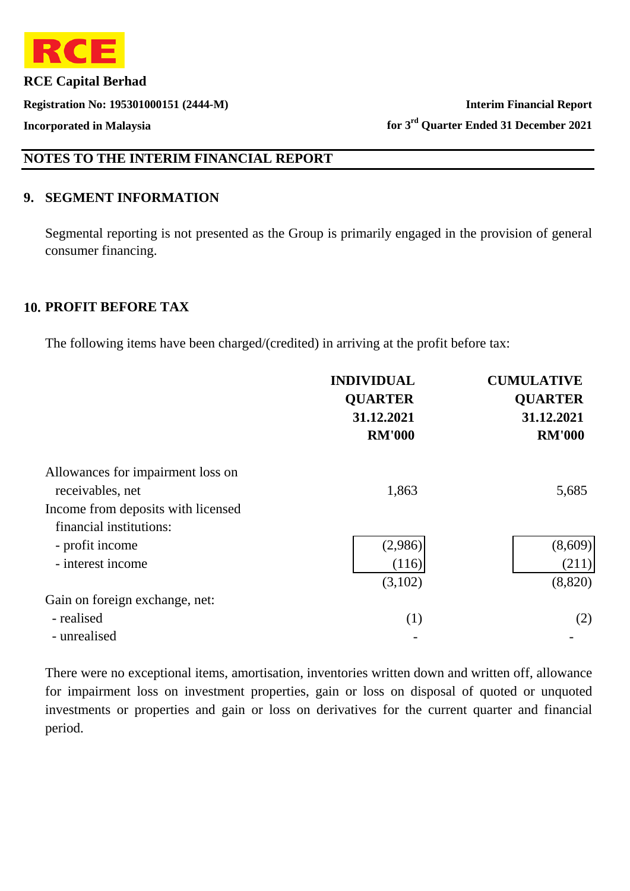RCE Capital Berhad

Registration No: 195301000151 (2444-M)

Incorporated in Malaysia

Interim Financial Report

for 3rd Quarter Ended 31 December 2021

## NOTES TO THE INTERIM FINANCIAL REPORT

### 9. SEGMENT INFORMATION

Segmental reporting is not presented as the Group is primarily engaged in the provision of general consumer financing.

### 10. PROFIT BEFORE TAX

The following items have been charged/(credited) in arriving at the profit before tax:

| | INDIVIDUAL QUARTER 31.12.2021 RM'000 | CUMULATIVE QUARTER 31.12.2021 RM'000 |
|---|---|---|
| Allowances for impairment loss on receivables, net | 1,863 | 5,685 |
| Income from deposits with licensed financial institutions: | | |
| - profit income | (2,986) | (8,609) |
| - interest income | (116) | (211) |
| | (3,102) | (8,820) |
| Gain on foreign exchange, net: | | |
| - realised | (1) | (2) |
| - unrealised | - | - |

There were no exceptional items, amortisation, inventories written down and written off, allowance for impairment loss on investment properties, gain or loss on disposal of quoted or unquoted investments or properties and gain or loss on derivatives for the current quarter and financial period.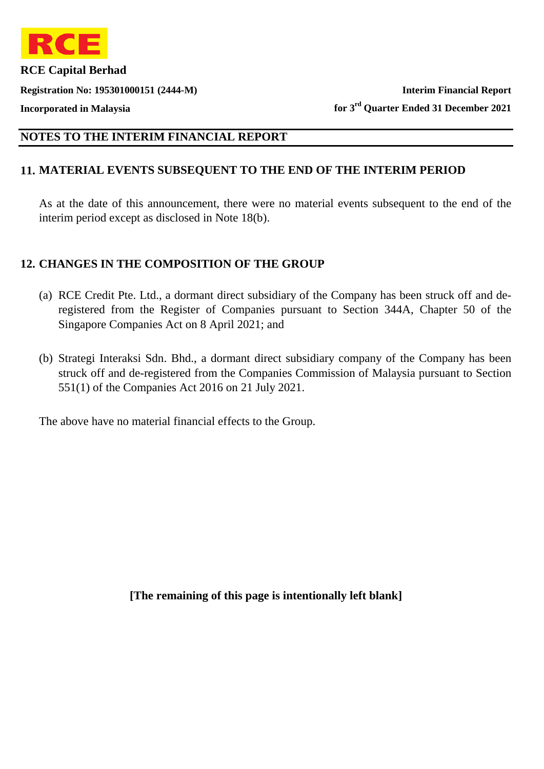## NOTES TO THE INTERIM FINANCIAL REPORT

### 11. MATERIAL EVENTS SUBSEQUENT TO THE END OF THE INTERIM PERIOD

As at the date of this announcement, there were no material events subsequent to the end of the interim period except as disclosed in Note 18(b).

### 12. CHANGES IN THE COMPOSITION OF THE GROUP

(a) RCE Credit Pte. Ltd., a dormant direct subsidiary of the Company has been struck off and de-registered from the Register of Companies pursuant to Section 344A, Chapter 50 of the Singapore Companies Act on 8 April 2021; and

(b) Strategi Interaksi Sdn. Bhd., a dormant direct subsidiary company of the Company has been struck off and de-registered from the Companies Commission of Malaysia pursuant to Section 551(1) of the Companies Act 2016 on 21 July 2021.

The above have no material financial effects to the Group.

**[The remaining of this page is intentionally left blank]**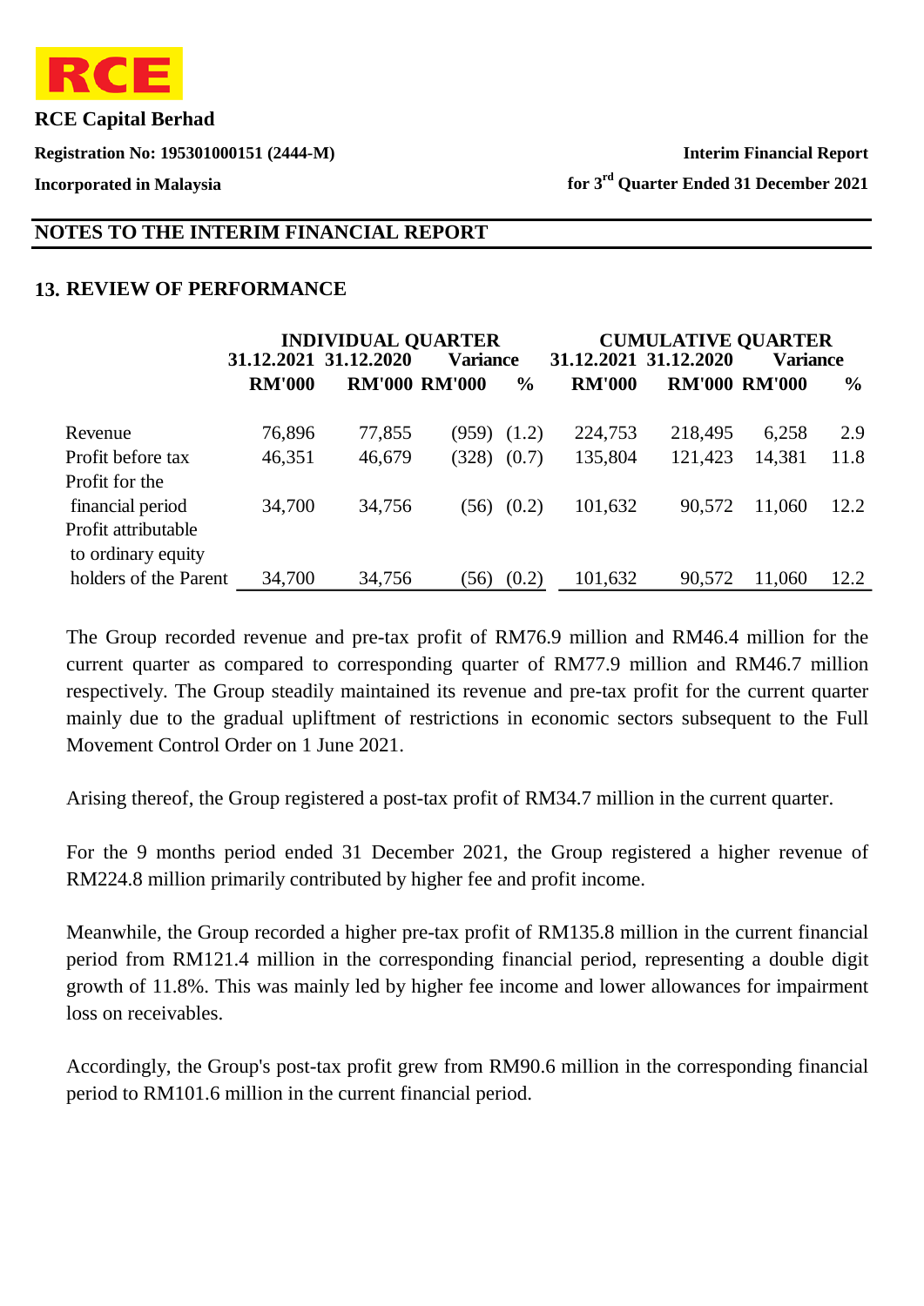**RCE Capital Berhad**

**Registration No: 195301000151 (2444-M)**

**Incorporated in Malaysia**

**Interim Financial Report**

**for 3rd Quarter Ended 31 December 2021**

## NOTES TO THE INTERIM FINANCIAL REPORT

### 13. REVIEW OF PERFORMANCE

| | INDIVIDUAL QUARTER | | | | CUMULATIVE QUARTER | | | |
|---|---|---|---|---|---|---|---|---|
| | 31.12.2021 | 31.12.2020 | Variance | | 31.12.2021 | 31.12.2020 | Variance | |
| | RM'000 | RM'000 | RM'000 | % | RM'000 | RM'000 | RM'000 | % |
| Revenue | 76,896 | 77,855 | (959) | (1.2) | 224,753 | 218,495 | 6,258 | 2.9 |
| Profit before tax | 46,351 | 46,679 | (328) | (0.7) | 135,804 | 121,423 | 14,381 | 11.8 |
| Profit for the financial period | 34,700 | 34,756 | (56) | (0.2) | 101,632 | 90,572 | 11,060 | 12.2 |
| Profit attributable to ordinary equity holders of the Parent | 34,700 | 34,756 | (56) | (0.2) | 101,632 | 90,572 | 11,060 | 12.2 |

The Group recorded revenue and pre-tax profit of RM76.9 million and RM46.4 million for the current quarter as compared to corresponding quarter of RM77.9 million and RM46.7 million respectively. The Group steadily maintained its revenue and pre-tax profit for the current quarter mainly due to the gradual upliftment of restrictions in economic sectors subsequent to the Full Movement Control Order on 1 June 2021.

Arising thereof, the Group registered a post-tax profit of RM34.7 million in the current quarter.

For the 9 months period ended 31 December 2021, the Group registered a higher revenue of RM224.8 million primarily contributed by higher fee and profit income.

Meanwhile, the Group recorded a higher pre-tax profit of RM135.8 million in the current financial period from RM121.4 million in the corresponding financial period, representing a double digit growth of 11.8%. This was mainly led by higher fee income and lower allowances for impairment loss on receivables.

Accordingly, the Group's post-tax profit grew from RM90.6 million in the corresponding financial period to RM101.6 million in the current financial period.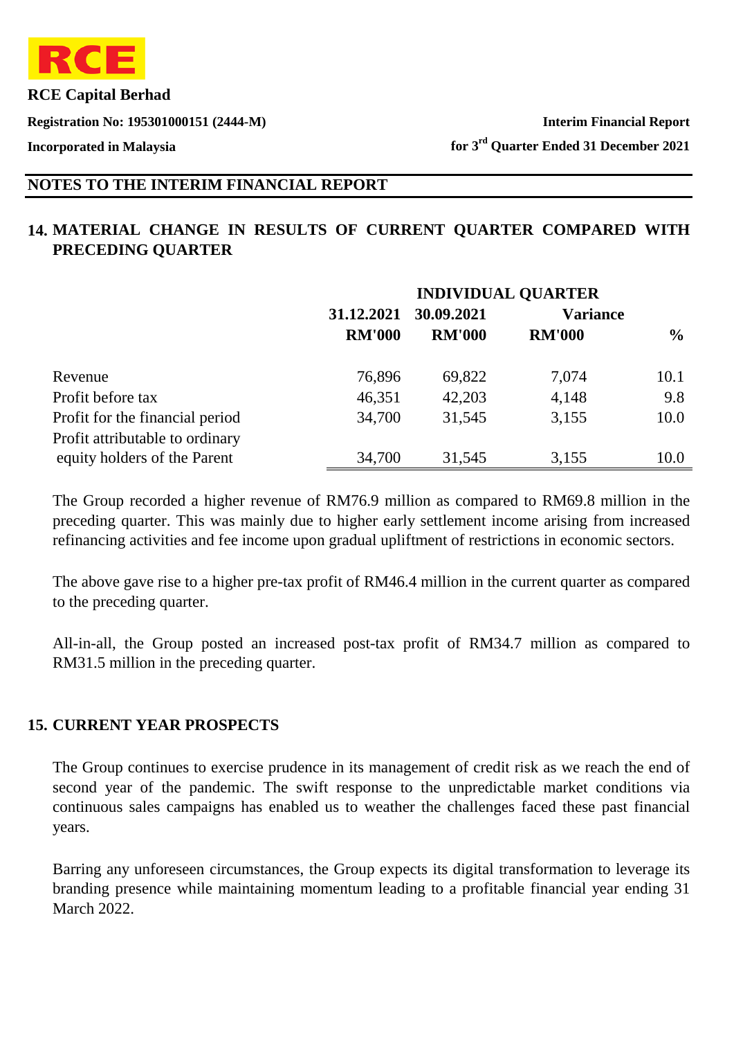## NOTES TO THE INTERIM FINANCIAL REPORT

## 14. MATERIAL CHANGE IN RESULTS OF CURRENT QUARTER COMPARED WITH PRECEDING QUARTER

| | INDIVIDUAL QUARTER | | | |
|---|---|---|---|---|
| | 31.12.2021 | 30.09.2021 | Variance | |
| | RM'000 | RM'000 | RM'000 | % |
| Revenue | 76,896 | 69,822 | 7,074 | 10.1 |
| Profit before tax | 46,351 | 42,203 | 4,148 | 9.8 |
| Profit for the financial period | 34,700 | 31,545 | 3,155 | 10.0 |
| Profit attributable to ordinary equity holders of the Parent | 34,700 | 31,545 | 3,155 | 10.0 |

The Group recorded a higher revenue of RM76.9 million as compared to RM69.8 million in the preceding quarter. This was mainly due to higher early settlement income arising from increased refinancing activities and fee income upon gradual upliftment of restrictions in economic sectors.

The above gave rise to a higher pre-tax profit of RM46.4 million in the current quarter as compared to the preceding quarter.

All-in-all, the Group posted an increased post-tax profit of RM34.7 million as compared to RM31.5 million in the preceding quarter.

## 15. CURRENT YEAR PROSPECTS

The Group continues to exercise prudence in its management of credit risk as we reach the end of second year of the pandemic. The swift response to the unpredictable market conditions via continuous sales campaigns has enabled us to weather the challenges faced these past financial years.

Barring any unforeseen circumstances, the Group expects its digital transformation to leverage its branding presence while maintaining momentum leading to a profitable financial year ending 31 March 2022.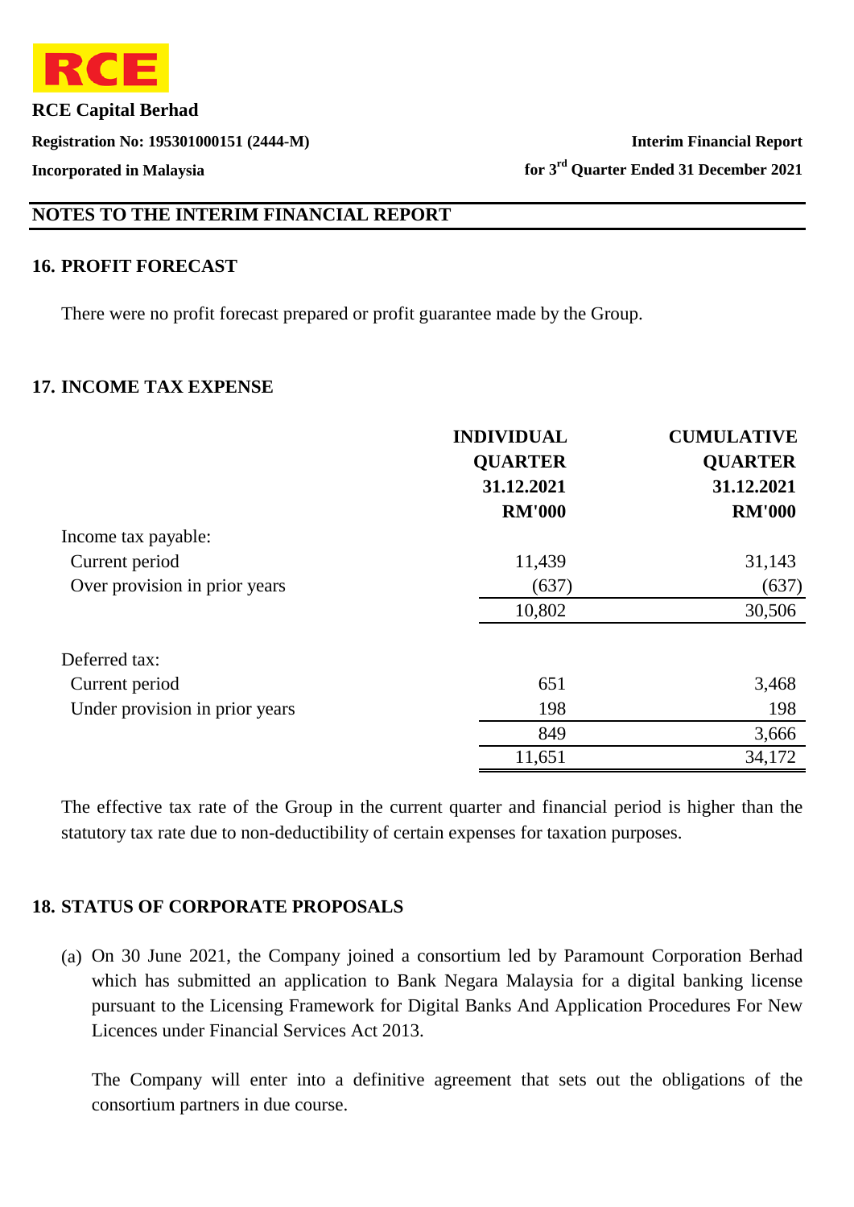## NOTES TO THE INTERIM FINANCIAL REPORT

### 16. PROFIT FORECAST

There were no profit forecast prepared or profit guarantee made by the Group.

### 17. INCOME TAX EXPENSE

| | INDIVIDUAL QUARTER 31.12.2021 RM'000 | CUMULATIVE QUARTER 31.12.2021 RM'000 |
|---|---|---|
| Income tax payable: | | |
| Current period | 11,439 | 31,143 |
| Over provision in prior years | (637) | (637) |
| | 10,802 | 30,506 |
| Deferred tax: | | |
| Current period | 651 | 3,468 |
| Under provision in prior years | 198 | 198 |
| | 849 | 3,666 |
| | 11,651 | 34,172 |

The effective tax rate of the Group in the current quarter and financial period is higher than the statutory tax rate due to non-deductibility of certain expenses for taxation purposes.

### 18. STATUS OF CORPORATE PROPOSALS

(a) On 30 June 2021, the Company joined a consortium led by Paramount Corporation Berhad which has submitted an application to Bank Negara Malaysia for a digital banking license pursuant to the Licensing Framework for Digital Banks And Application Procedures For New Licences under Financial Services Act 2013.

The Company will enter into a definitive agreement that sets out the obligations of the consortium partners in due course.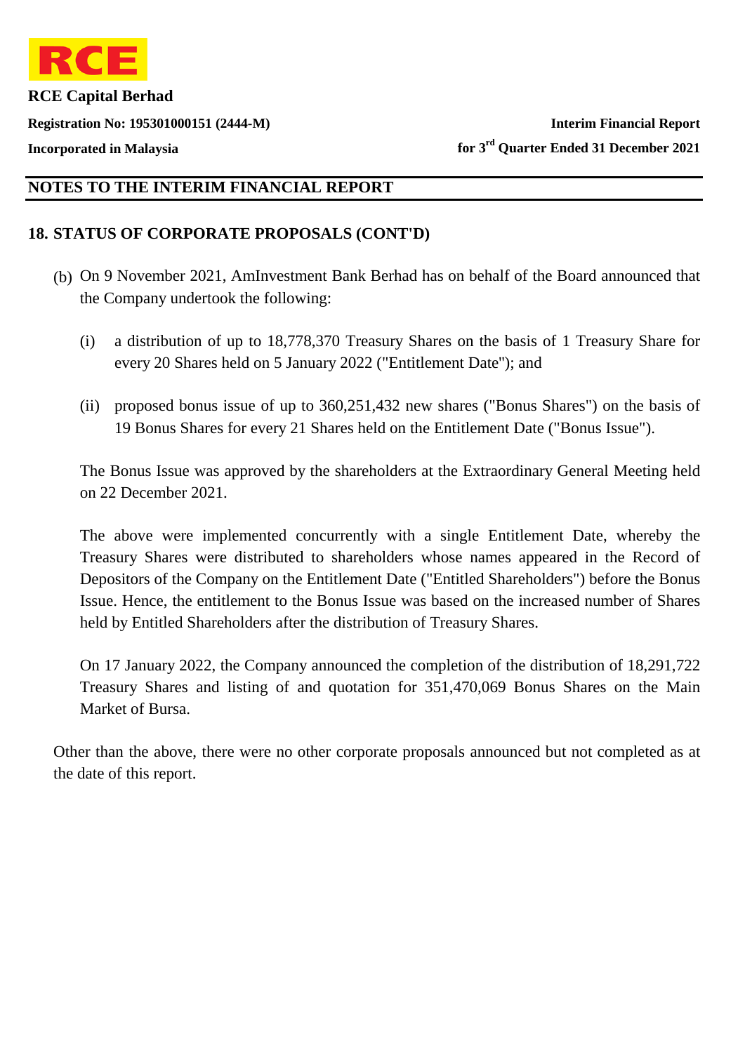## NOTES TO THE INTERIM FINANCIAL REPORT

### 18. STATUS OF CORPORATE PROPOSALS (CONT'D)

(b) On 9 November 2021, AmInvestment Bank Berhad has on behalf of the Board announced that the Company undertook the following:

(i) a distribution of up to 18,778,370 Treasury Shares on the basis of 1 Treasury Share for every 20 Shares held on 5 January 2022 ("Entitlement Date"); and

(ii) proposed bonus issue of up to 360,251,432 new shares ("Bonus Shares") on the basis of 19 Bonus Shares for every 21 Shares held on the Entitlement Date ("Bonus Issue").

The Bonus Issue was approved by the shareholders at the Extraordinary General Meeting held on 22 December 2021.

The above were implemented concurrently with a single Entitlement Date, whereby the Treasury Shares were distributed to shareholders whose names appeared in the Record of Depositors of the Company on the Entitlement Date ("Entitled Shareholders") before the Bonus Issue. Hence, the entitlement to the Bonus Issue was based on the increased number of Shares held by Entitled Shareholders after the distribution of Treasury Shares.

On 17 January 2022, the Company announced the completion of the distribution of 18,291,722 Treasury Shares and listing of and quotation for 351,470,069 Bonus Shares on the Main Market of Bursa.

Other than the above, there were no other corporate proposals announced but not completed as at the date of this report.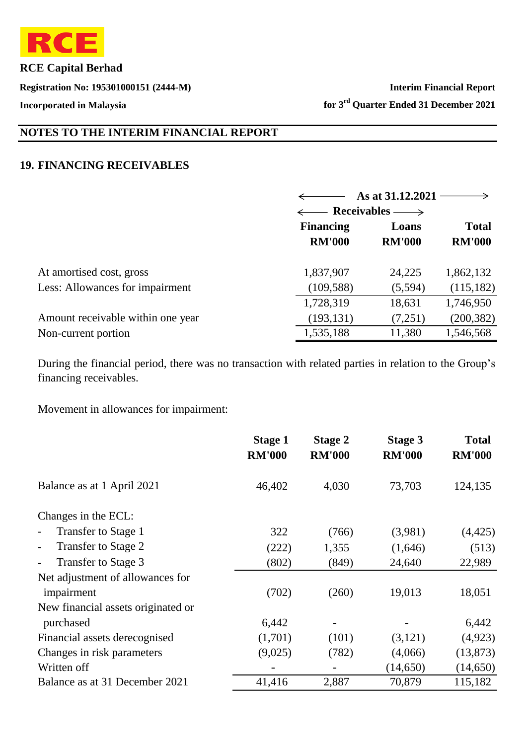## NOTES TO THE INTERIM FINANCIAL REPORT

### 19. FINANCING RECEIVABLES

| | As at 31.12.2021 | | |
|---|---|---|---|
| | Receivables | | |
| | Financing RM'000 | Loans RM'000 | Total RM'000 |
| At amortised cost, gross | 1,837,907 | 24,225 | 1,862,132 |
| Less: Allowances for impairment | (109,588) | (5,594) | (115,182) |
| | 1,728,319 | 18,631 | 1,746,950 |
| Amount receivable within one year | (193,131) | (7,251) | (200,382) |
| Non-current portion | 1,535,188 | 11,380 | 1,546,568 |

During the financial period, there was no transaction with related parties in relation to the Group's financing receivables.

Movement in allowances for impairment:

| | Stage 1 RM'000 | Stage 2 RM'000 | Stage 3 RM'000 | Total RM'000 |
|---|---|---|---|---|
| Balance as at 1 April 2021 | 46,402 | 4,030 | 73,703 | 124,135 |
| Changes in the ECL: | | | | |
| - Transfer to Stage 1 | 322 | (766) | (3,981) | (4,425) |
| - Transfer to Stage 2 | (222) | 1,355 | (1,646) | (513) |
| - Transfer to Stage 3 | (802) | (849) | 24,640 | 22,989 |
| Net adjustment of allowances for impairment | (702) | (260) | 19,013 | 18,051 |
| New financial assets originated or purchased | 6,442 | - | - | 6,442 |
| Financial assets derecognised | (1,701) | (101) | (3,121) | (4,923) |
| Changes in risk parameters | (9,025) | (782) | (4,066) | (13,873) |
| Written off | - | - | (14,650) | (14,650) |
| Balance as at 31 December 2021 | 41,416 | 2,887 | 70,879 | 115,182 |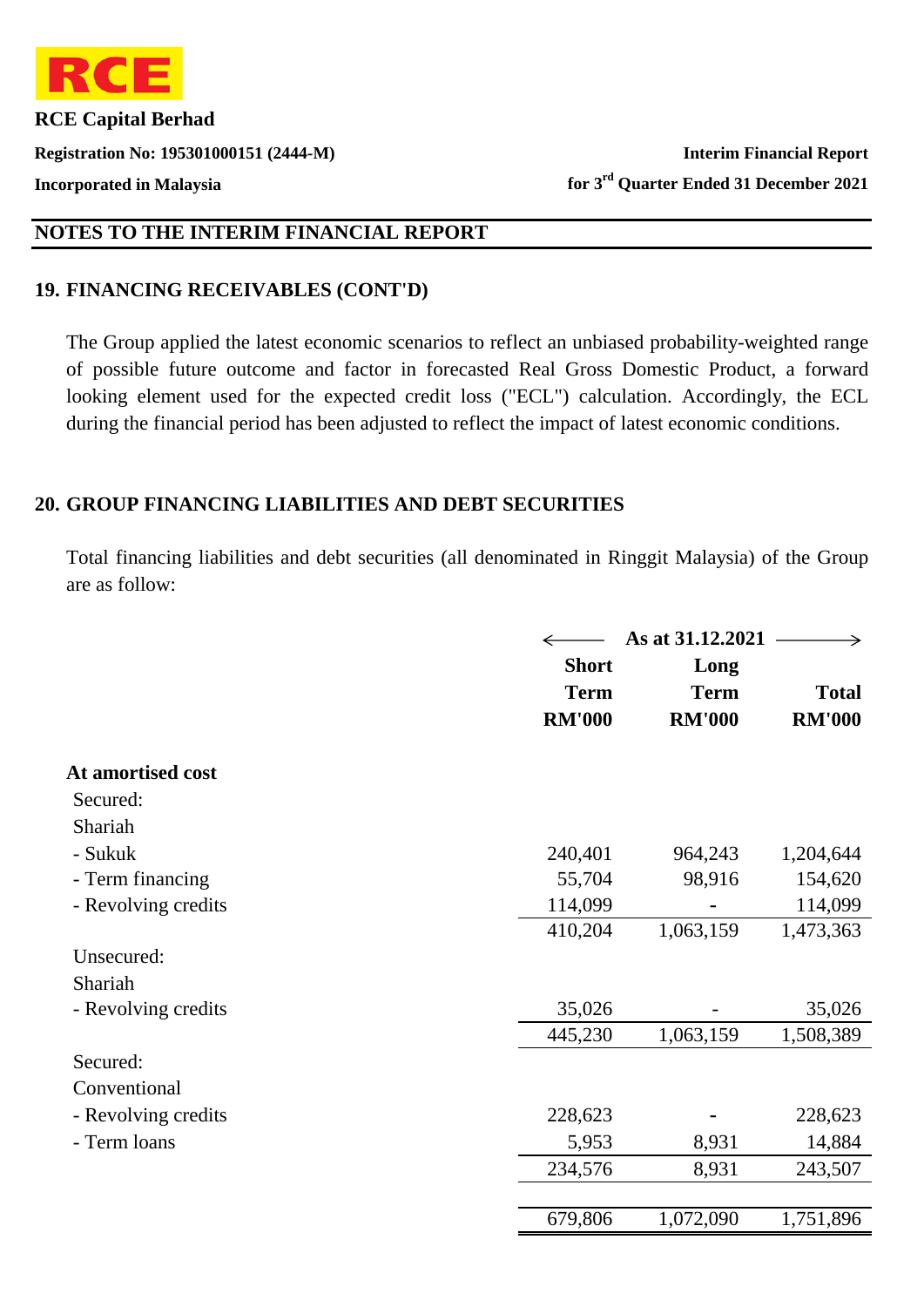## NOTES TO THE INTERIM FINANCIAL REPORT

## 19. FINANCING RECEIVABLES (CONT'D)

The Group applied the latest economic scenarios to reflect an unbiased probability-weighted range of possible future outcome and factor in forecasted Real Gross Domestic Product, a forward looking element used for the expected credit loss ("ECL") calculation. Accordingly, the ECL during the financial period has been adjusted to reflect the impact of latest economic conditions.

## 20. GROUP FINANCING LIABILITIES AND DEBT SECURITIES

Total financing liabilities and debt securities (all denominated in Ringgit Malaysia) of the Group are as follow:

| | As at 31.12.2021 | | |
|---|---|---|---|
| | **Short Term RM'000** | **Long Term RM'000** | **Total RM'000** |
| **At amortised cost** | | | |
| Secured: | | | |
| Shariah | | | |
| - Sukuk | 240,401 | 964,243 | 1,204,644 |
| - Term financing | 55,704 | 98,916 | 154,620 |
| - Revolving credits | 114,099 | - | 114,099 |
| | 410,204 | 1,063,159 | 1,473,363 |
| Unsecured: | | | |
| Shariah | | | |
| - Revolving credits | 35,026 | - | 35,026 |
| | 445,230 | 1,063,159 | 1,508,389 |
| Secured: | | | |
| Conventional | | | |
| - Revolving credits | 228,623 | - | 228,623 |
| - Term loans | 5,953 | 8,931 | 14,884 |
| | 234,576 | 8,931 | 243,507 |
| | 679,806 | 1,072,090 | 1,751,896 |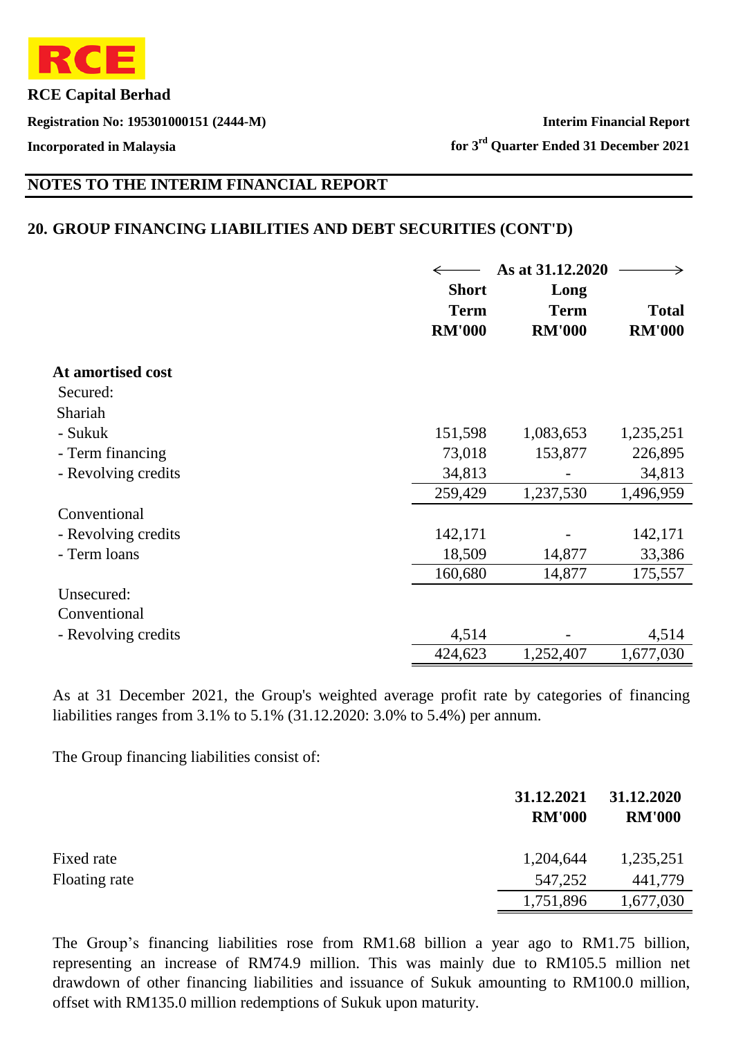RCE Capital Berhad

Registration No: 195301000151 (2444-M)

Incorporated in Malaysia

Interim Financial Report

for 3rd Quarter Ended 31 December 2021

## NOTES TO THE INTERIM FINANCIAL REPORT

### 20. GROUP FINANCING LIABILITIES AND DEBT SECURITIES (CONT'D)

| | As at 31.12.2020 | | |
|---|---|---|---|
| | Short Term RM'000 | Long Term RM'000 | Total RM'000 |
| **At amortised cost** | | | |
| Secured: | | | |
| Shariah | | | |
| - Sukuk | 151,598 | 1,083,653 | 1,235,251 |
| - Term financing | 73,018 | 153,877 | 226,895 |
| - Revolving credits | 34,813 | - | 34,813 |
| | 259,429 | 1,237,530 | 1,496,959 |
| Conventional | | | |
| - Revolving credits | 142,171 | - | 142,171 |
| - Term loans | 18,509 | 14,877 | 33,386 |
| | 160,680 | 14,877 | 175,557 |
| Unsecured: | | | |
| Conventional | | | |
| - Revolving credits | 4,514 | - | 4,514 |
| | 424,623 | 1,252,407 | 1,677,030 |

As at 31 December 2021, the Group's weighted average profit rate by categories of financing liabilities ranges from 3.1% to 5.1% (31.12.2020: 3.0% to 5.4%) per annum.

The Group financing liabilities consist of:

| | 31.12.2021 RM'000 | 31.12.2020 RM'000 |
|---|---|---|
| Fixed rate | 1,204,644 | 1,235,251 |
| Floating rate | 547,252 | 441,779 |
| | 1,751,896 | 1,677,030 |

The Group's financing liabilities rose from RM1.68 billion a year ago to RM1.75 billion, representing an increase of RM74.9 million. This was mainly due to RM105.5 million net drawdown of other financing liabilities and issuance of Sukuk amounting to RM100.0 million, offset with RM135.0 million redemptions of Sukuk upon maturity.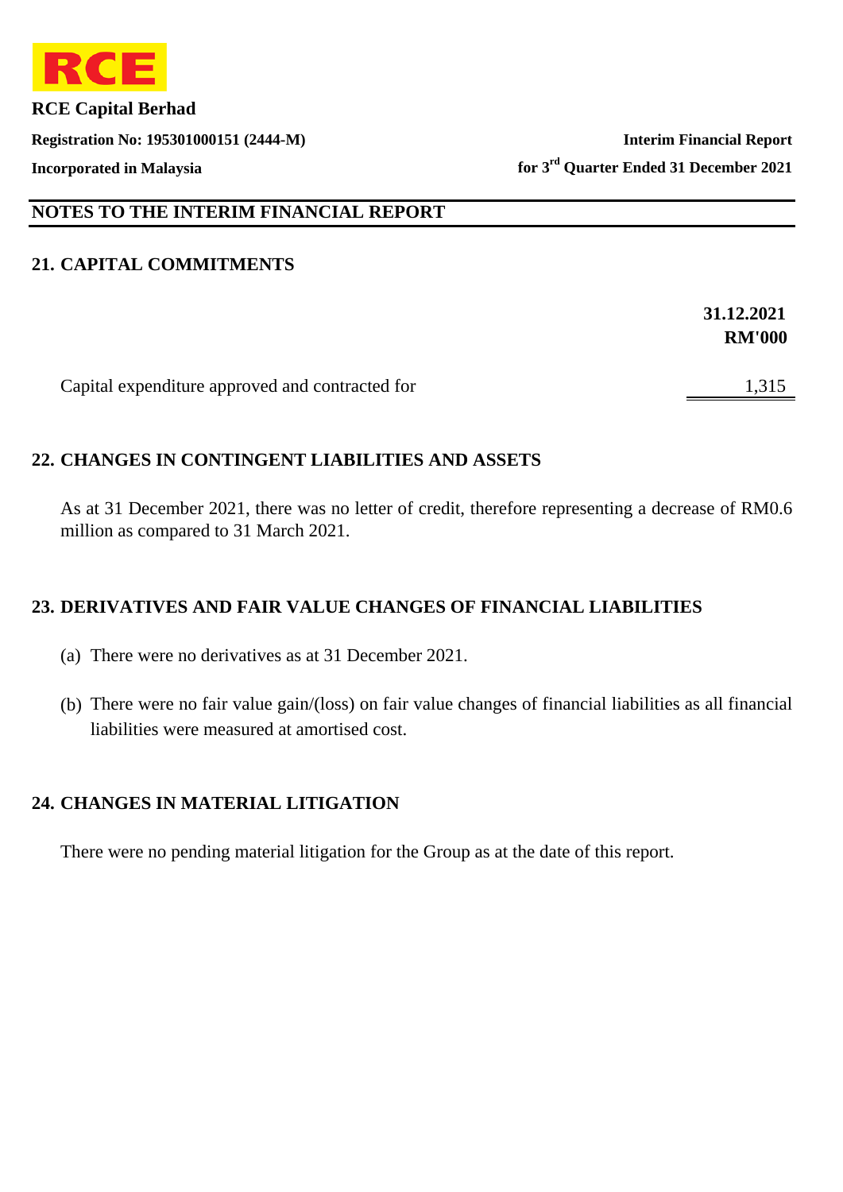## NOTES TO THE INTERIM FINANCIAL REPORT

### 21. CAPITAL COMMITMENTS

| | 31.12.2021 RM'000 |
|---|---|
| Capital expenditure approved and contracted for | 1,315 |

### 22. CHANGES IN CONTINGENT LIABILITIES AND ASSETS

As at 31 December 2021, there was no letter of credit, therefore representing a decrease of RM0.6 million as compared to 31 March 2021.

### 23. DERIVATIVES AND FAIR VALUE CHANGES OF FINANCIAL LIABILITIES

(a) There were no derivatives as at 31 December 2021.

(b) There were no fair value gain/(loss) on fair value changes of financial liabilities as all financial liabilities were measured at amortised cost.

### 24. CHANGES IN MATERIAL LITIGATION

There were no pending material litigation for the Group as at the date of this report.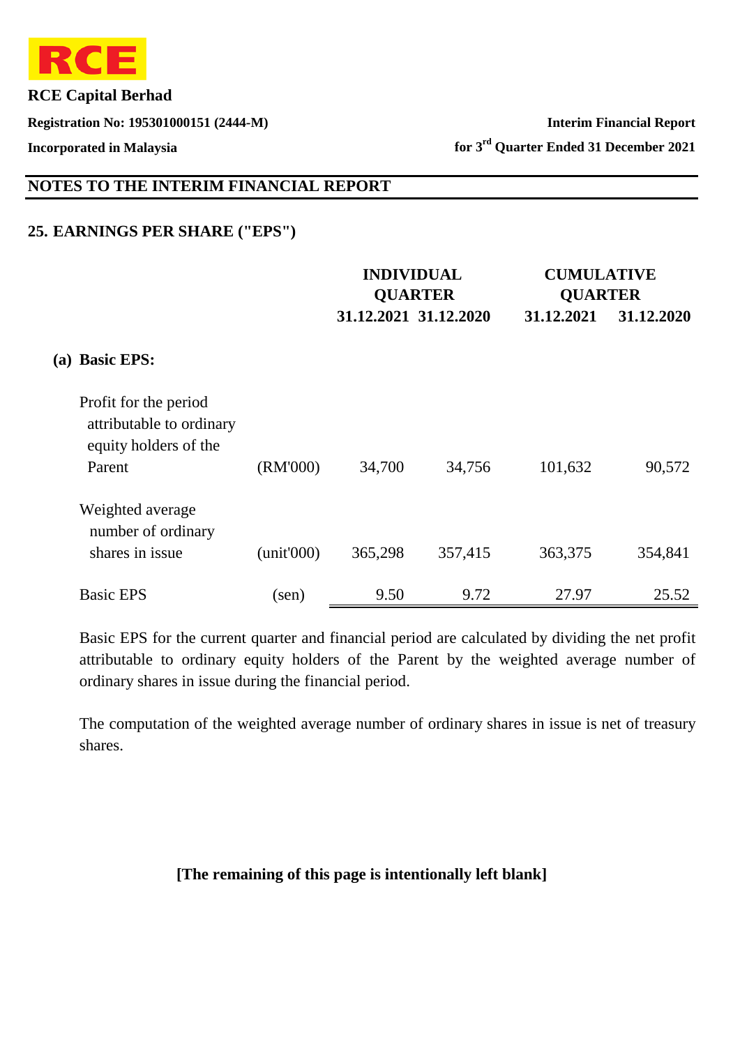## NOTES TO THE INTERIM FINANCIAL REPORT

### 25. EARNINGS PER SHARE ("EPS")

| | | INDIVIDUAL QUARTER | | CUMULATIVE QUARTER | |
|---|---|---|---|---|---|
| | | 31.12.2021 | 31.12.2020 | 31.12.2021 | 31.12.2020 |
| **(a) Basic EPS:** | | | | | |
| Profit for the period attributable to ordinary equity holders of the Parent | (RM'000) | 34,700 | 34,756 | 101,632 | 90,572 |
| Weighted average number of ordinary shares in issue | (unit'000) | 365,298 | 357,415 | 363,375 | 354,841 |
| Basic EPS | (sen) | 9.50 | 9.72 | 27.97 | 25.52 |

Basic EPS for the current quarter and financial period are calculated by dividing the net profit attributable to ordinary equity holders of the Parent by the weighted average number of ordinary shares in issue during the financial period.

The computation of the weighted average number of ordinary shares in issue is net of treasury shares.

**[The remaining of this page is intentionally left blank]**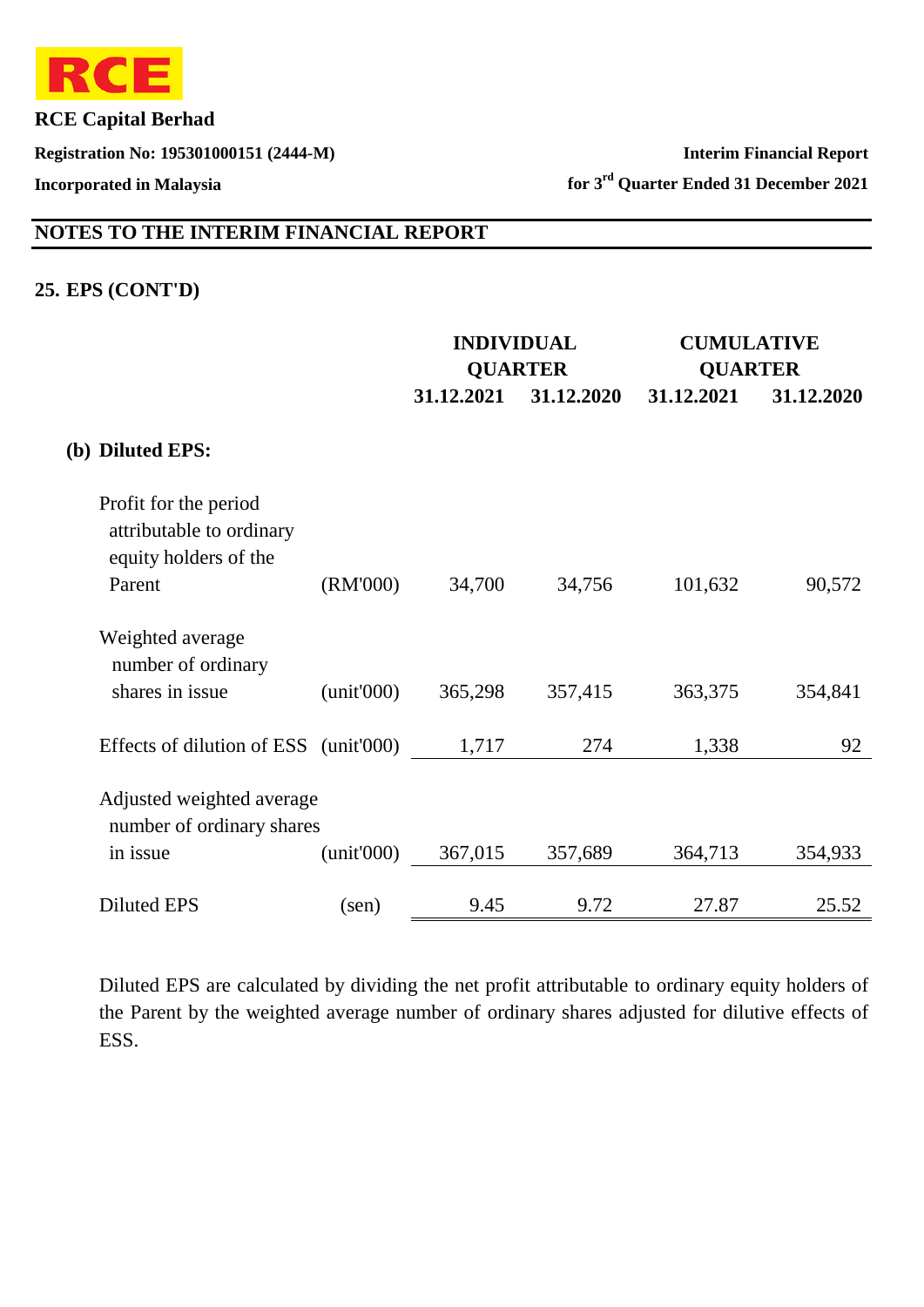## NOTES TO THE INTERIM FINANCIAL REPORT

### 25. EPS (CONT'D)

| | | INDIVIDUAL QUARTER | | CUMULATIVE QUARTER | |
|---|---|---|---|---|---|
| | | 31.12.2021 | 31.12.2020 | 31.12.2021 | 31.12.2020 |
| **(b) Diluted EPS:** | | | | | |
| Profit for the period attributable to ordinary equity holders of the Parent | (RM'000) | 34,700 | 34,756 | 101,632 | 90,572 |
| Weighted average number of ordinary shares in issue | (unit'000) | 365,298 | 357,415 | 363,375 | 354,841 |
| Effects of dilution of ESS | (unit'000) | 1,717 | 274 | 1,338 | 92 |
| Adjusted weighted average number of ordinary shares in issue | (unit'000) | 367,015 | 357,689 | 364,713 | 354,933 |
| Diluted EPS | (sen) | 9.45 | 9.72 | 27.87 | 25.52 |

Diluted EPS are calculated by dividing the net profit attributable to ordinary equity holders of the Parent by the weighted average number of ordinary shares adjusted for dilutive effects of ESS.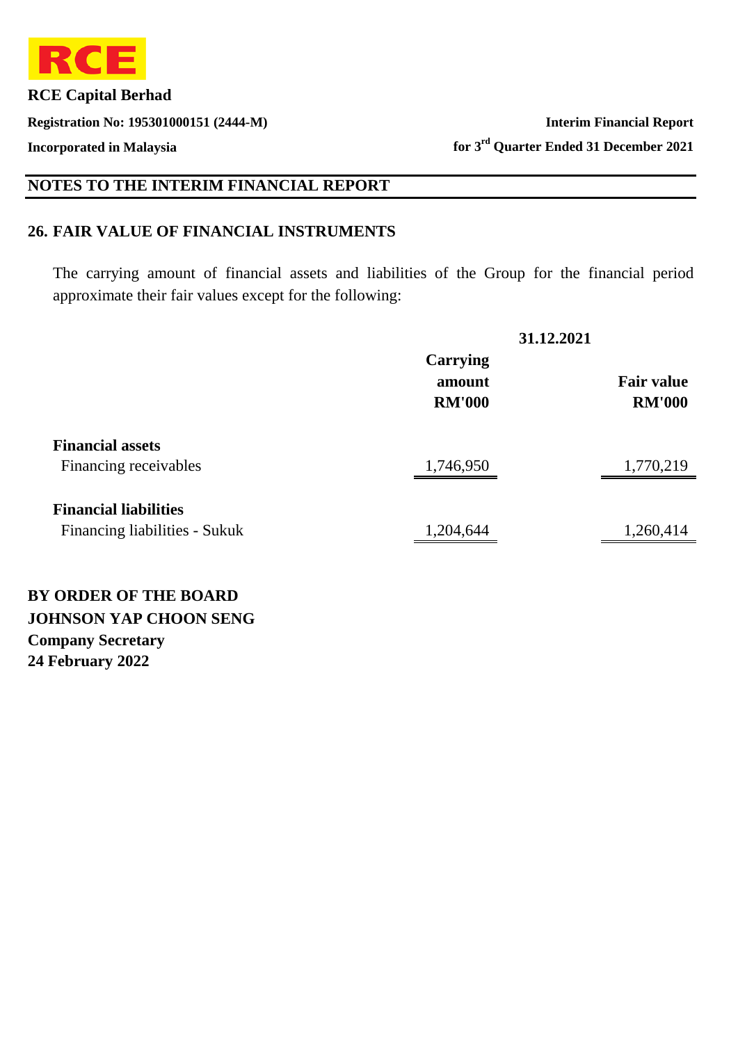## NOTES TO THE INTERIM FINANCIAL REPORT

### 26. FAIR VALUE OF FINANCIAL INSTRUMENTS

The carrying amount of financial assets and liabilities of the Group for the financial period approximate their fair values except for the following:

| | 31.12.2021 | |
|---|---|---|
| | **Carrying amount RM'000** | **Fair value RM'000** |
| **Financial assets** | | |
| Financing receivables | 1,746,950 | 1,770,219 |
| **Financial liabilities** | | |
| Financing liabilities - Sukuk | 1,204,644 | 1,260,414 |

**BY ORDER OF THE BOARD**
**JOHNSON YAP CHOON SENG**
**Company Secretary**
**24 February 2022**